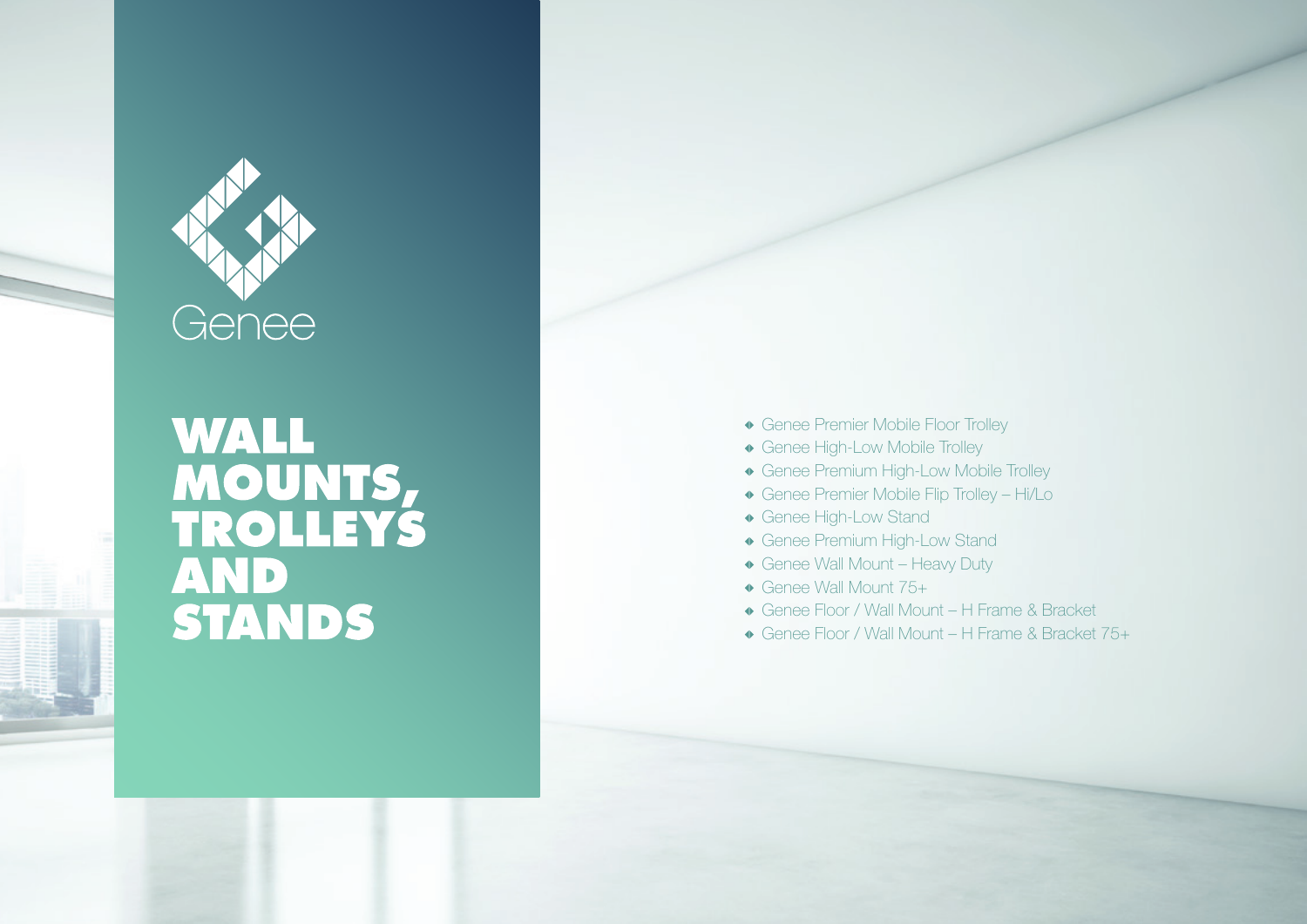Genee

# WALL MOUNTS, TROLLEYS AND STANDS

- Genee Premier Mobile Floor Trolley
- Genee High-Low Mobile Trolley
- Genee Premium High-Low Mobile Trolley
- Genee Premier Mobile Flip Trolley – Hi/Lo
- Genee High-Low Stand
- Genee Premium High-Low Stand
- Genee Wall Mount – Heavy Duty
- Genee Wall Mount 75+
- Genee Floor / Wall Mount – H Frame & Bracket
- Genee Floor / Wall Mount – H Frame & Bracket 75+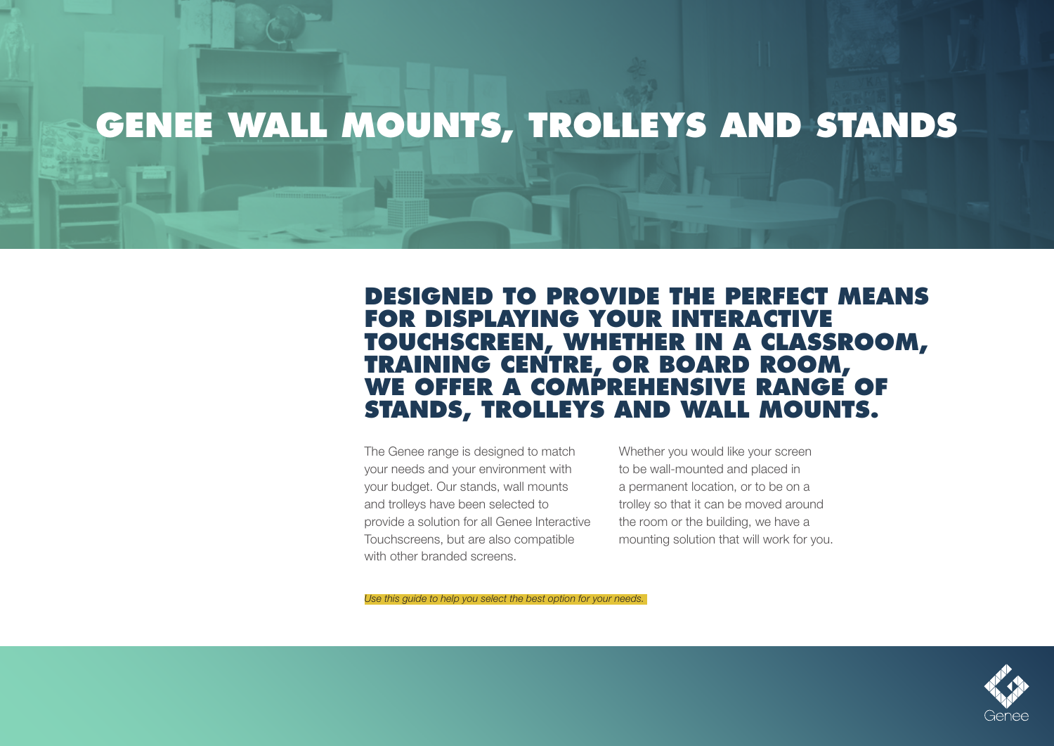# GENEE WALL MOUNTS, TROLLEYS AND STANDS

## DESIGNED TO PROVIDE THE PERFECT MEANS FOR DISPLAYING YOUR INTERACTIVE TOUCHSCREEN, WHETHER IN A CLASSROOM, TRAINING CENTRE, OR BOARD ROOM, WE OFFER A COMPREHENSIVE RANGE OF STANDS, TROLLEYS AND WALL MOUNTS.

The Genee range is designed to match your needs and your environment with your budget. Our stands, wall mounts and trolleys have been selected to provide a solution for all Genee Interactive Touchscreens, but are also compatible with other branded screens.

Whether you would like your screen to be wall-mounted and placed in a permanent location, or to be on a trolley so that it can be moved around the room or the building, we have a mounting solution that will work for you.

*Use this guide to help you select the best option for your needs.*

Genee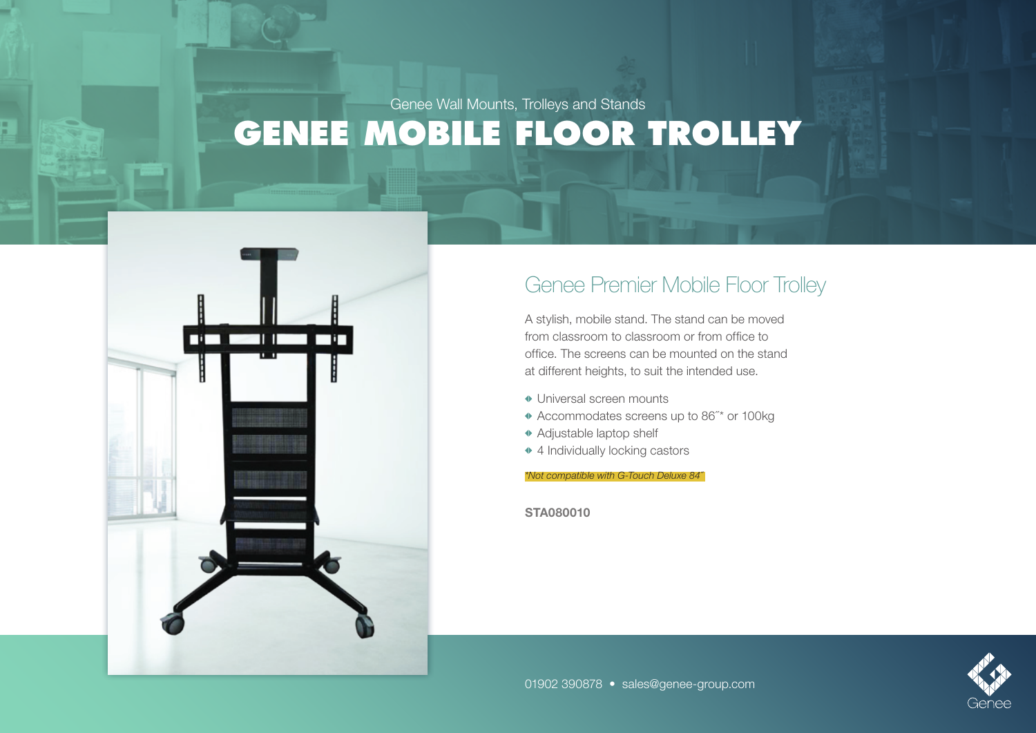Genee Wall Mounts, Trolleys and Stands

# GENEE MOBILE FLOOR TROLLEY

## Genee Premier Mobile Floor Trolley

A stylish, mobile stand. The stand can be moved from classroom to classroom or from office to office. The screens can be mounted on the stand at different heights, to suit the intended use.

- Universal screen mounts
- Accommodates screens up to 86˝* or 100kg
- Adjustable laptop shelf
- 4 Individually locking castors

*\*Not compatible with G-Touch Deluxe 84˝*

**STA080010**

01902 390878 • sales@genee-group.com

Genee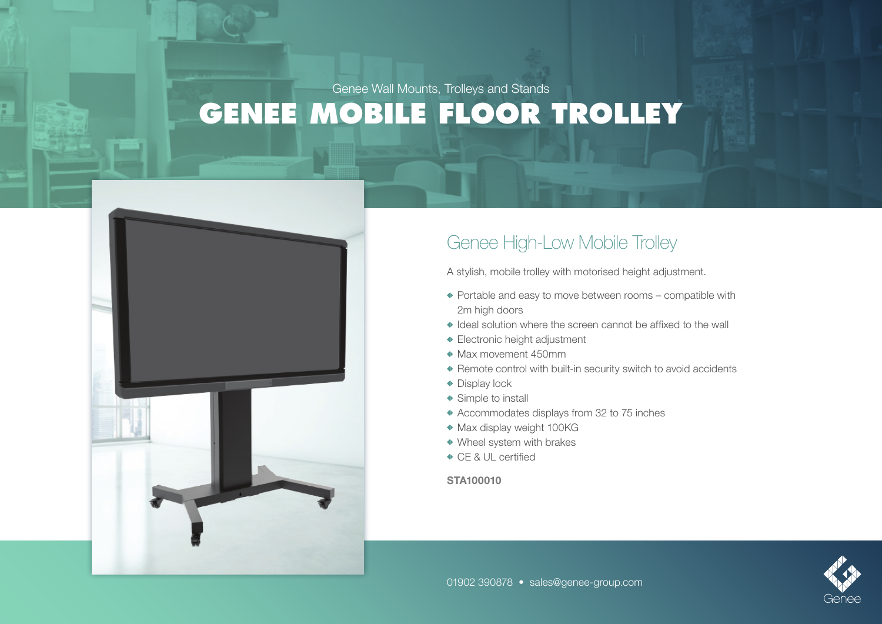Genee Wall Mounts, Trolleys and Stands

# GENEE MOBILE FLOOR TROLLEY

## Genee High-Low Mobile Trolley

A stylish, mobile trolley with motorised height adjustment.

- Portable and easy to move between rooms – compatible with 2m high doors
- Ideal solution where the screen cannot be affixed to the wall
- Electronic height adjustment
- Max movement 450mm
- Remote control with built-in security switch to avoid accidents
- Display lock
- Simple to install
- Accommodates displays from 32 to 75 inches
- Max display weight 100KG
- Wheel system with brakes
- CE & UL certified

**STA100010**

01902 390878 • sales@genee-group.com

Genee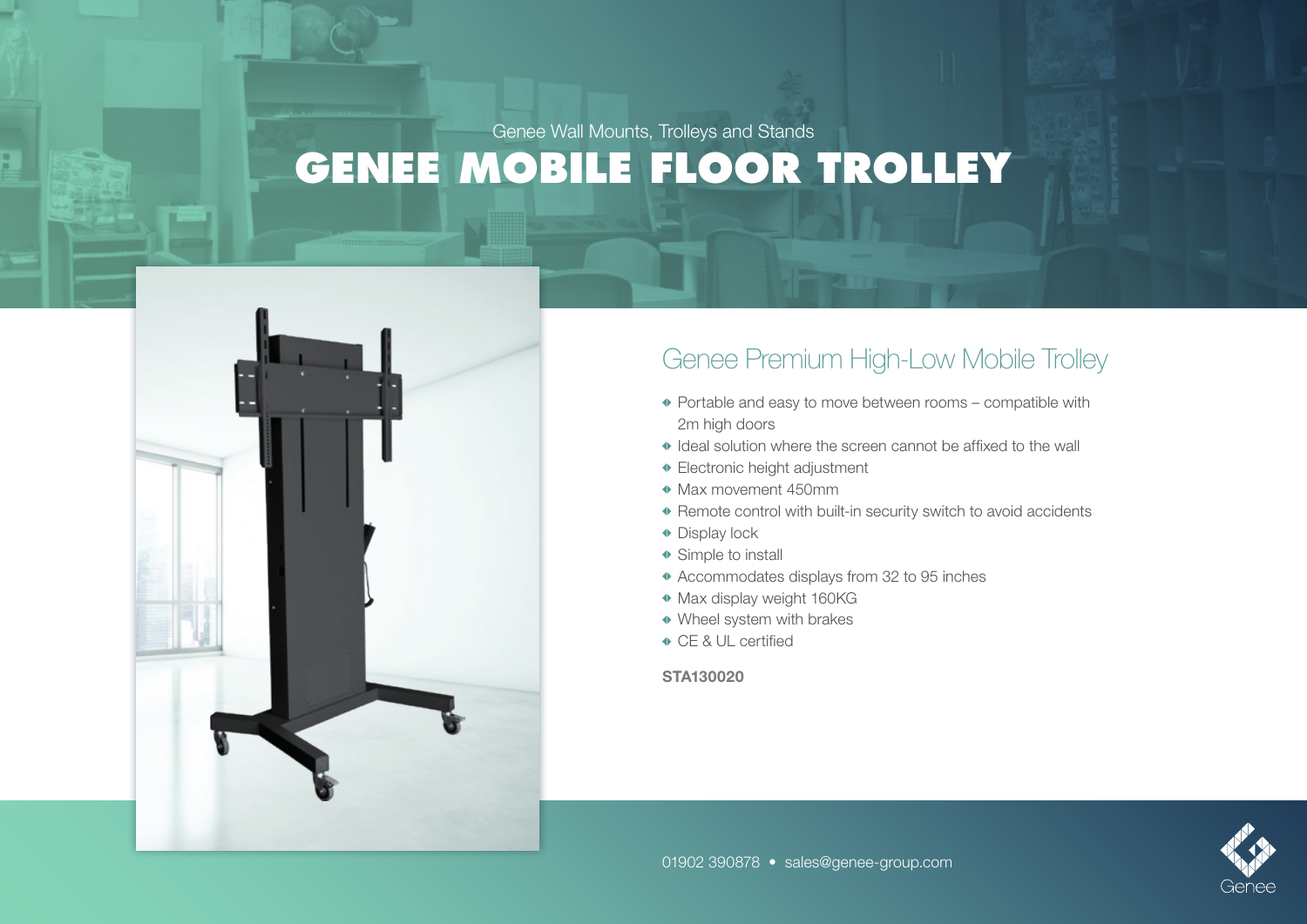Genee Wall Mounts, Trolleys and Stands

# GENEE MOBILE FLOOR TROLLEY

## Genee Premium High-Low Mobile Trolley

- Portable and easy to move between rooms – compatible with 2m high doors
- Ideal solution where the screen cannot be affixed to the wall
- Electronic height adjustment
- Max movement 450mm
- Remote control with built-in security switch to avoid accidents
- Display lock
- Simple to install
- Accommodates displays from 32 to 95 inches
- Max display weight 160KG
- Wheel system with brakes
- CE & UL certified

**STA130020**

01902 390878 • sales@genee-group.com

Genee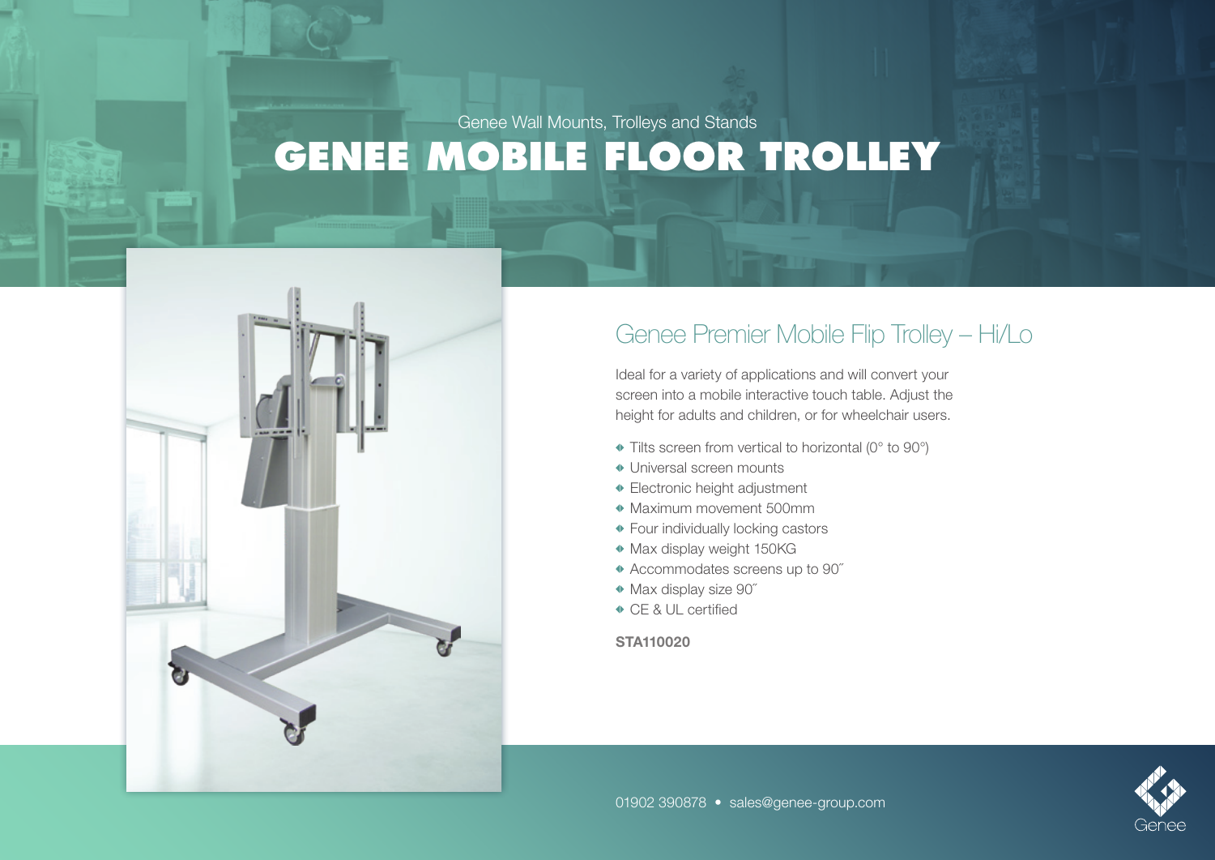Genee Wall Mounts, Trolleys and Stands

# GENEE MOBILE FLOOR TROLLEY

## Genee Premier Mobile Flip Trolley – Hi/Lo

Ideal for a variety of applications and will convert your screen into a mobile interactive touch table. Adjust the height for adults and children, or for wheelchair users.

- Tilts screen from vertical to horizontal (0° to 90°)
- Universal screen mounts
- Electronic height adjustment
- Maximum movement 500mm
- Four individually locking castors
- Max display weight 150KG
- Accommodates screens up to 90˝
- Max display size 90˝
- CE & UL certified

**STA110020**

01902 390878 • sales@genee-group.com

Genee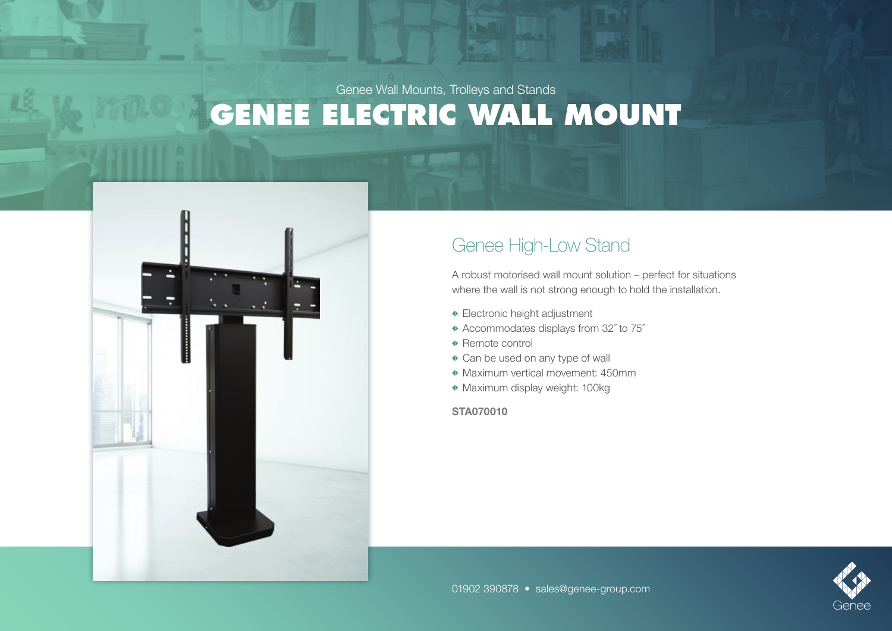Genee Wall Mounts, Trolleys and Stands

# GENEE ELECTRIC WALL MOUNT

## Genee High-Low Stand

A robust motorised wall mount solution – perfect for situations where the wall is not strong enough to hold the installation.

- Electronic height adjustment
- Accommodates displays from 32″ to 75″
- Remote control
- Can be used on any type of wall
- Maximum vertical movement: 450mm
- Maximum display weight: 100kg

**STA070010**

01902 390878 • sales@genee-group.com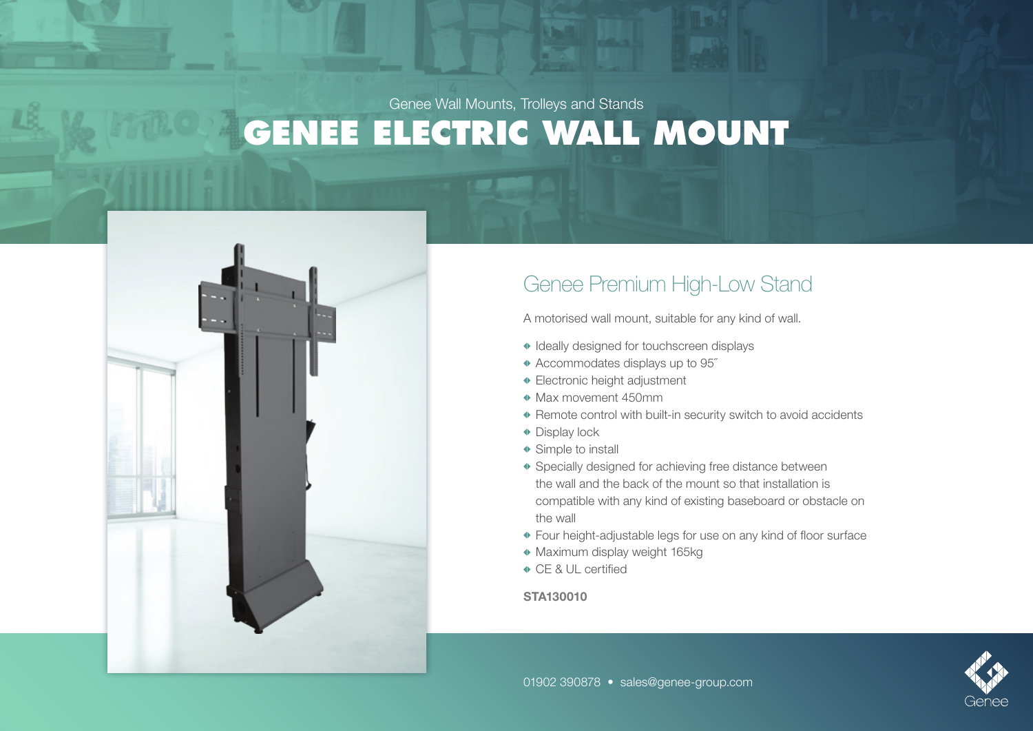Genee Wall Mounts, Trolleys and Stands

# GENEE ELECTRIC WALL MOUNT

## Genee Premium High-Low Stand

A motorised wall mount, suitable for any kind of wall.

- Ideally designed for touchscreen displays
- Accommodates displays up to 95″
- Electronic height adjustment
- Max movement 450mm
- Remote control with built-in security switch to avoid accidents
- Display lock
- Simple to install
- Specially designed for achieving free distance between the wall and the back of the mount so that installation is compatible with any kind of existing baseboard or obstacle on the wall
- Four height-adjustable legs for use on any kind of floor surface
- Maximum display weight 165kg
- CE & UL certified

**STA130010**

01902 390878 • sales@genee-group.com

Genee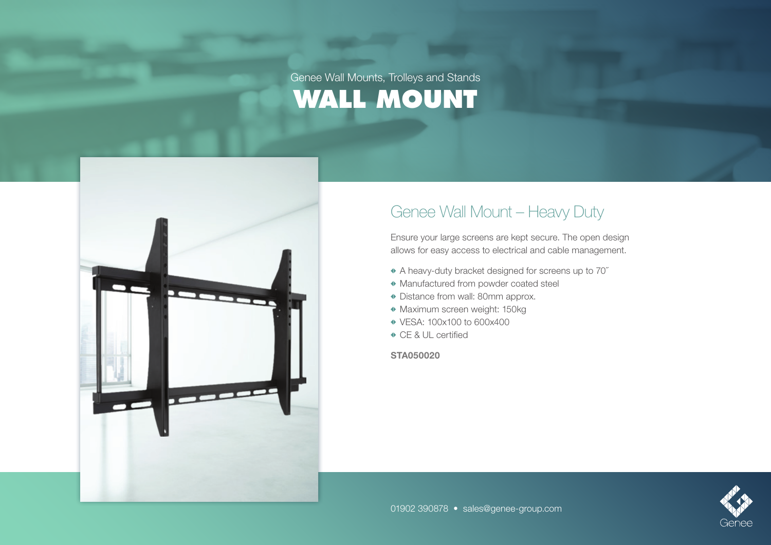Genee Wall Mounts, Trolleys and Stands

# WALL MOUNT

## Genee Wall Mount – Heavy Duty

Ensure your large screens are kept secure. The open design allows for easy access to electrical and cable management.

- A heavy-duty bracket designed for screens up to 70˝
- Manufactured from powder coated steel
- Distance from wall: 80mm approx.
- Maximum screen weight: 150kg
- VESA: 100x100 to 600x400
- CE & UL certified

**STA050020**

01902 390878 • sales@genee-group.com

Genee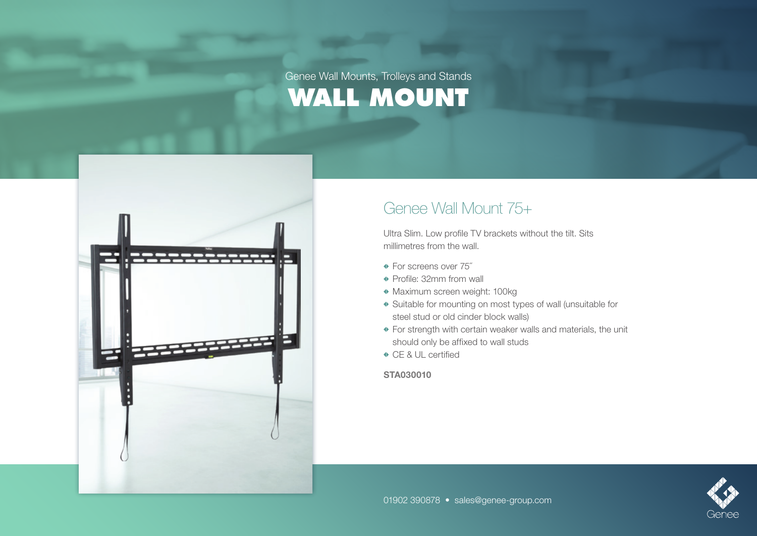Genee Wall Mounts, Trolleys and Stands

# WALL MOUNT

## Genee Wall Mount 75+

Ultra Slim. Low profile TV brackets without the tilt. Sits millimetres from the wall.

- For screens over 75˝
- Profile: 32mm from wall
- Maximum screen weight: 100kg
- Suitable for mounting on most types of wall (unsuitable for steel stud or old cinder block walls)
- For strength with certain weaker walls and materials, the unit should only be affixed to wall studs
- CE & UL certified

**STA030010**

01902 390878 • sales@genee-group.com

Genee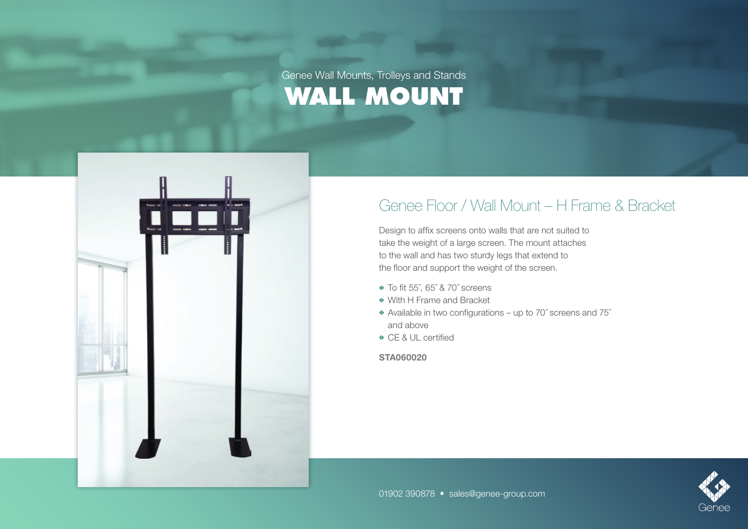Genee Wall Mounts, Trolleys and Stands

# WALL MOUNT

## Genee Floor / Wall Mount – H Frame & Bracket

Design to affix screens onto walls that are not suited to take the weight of a large screen. The mount attaches to the wall and has two sturdy legs that extend to the floor and support the weight of the screen.

- To fit 55˝, 65˝ & 70˝ screens
- With H Frame and Bracket
- Available in two configurations – up to 70˝ screens and 75˝ and above
- CE & UL certified

**STA060020**

01902 390878 • sales@genee-group.com

Genee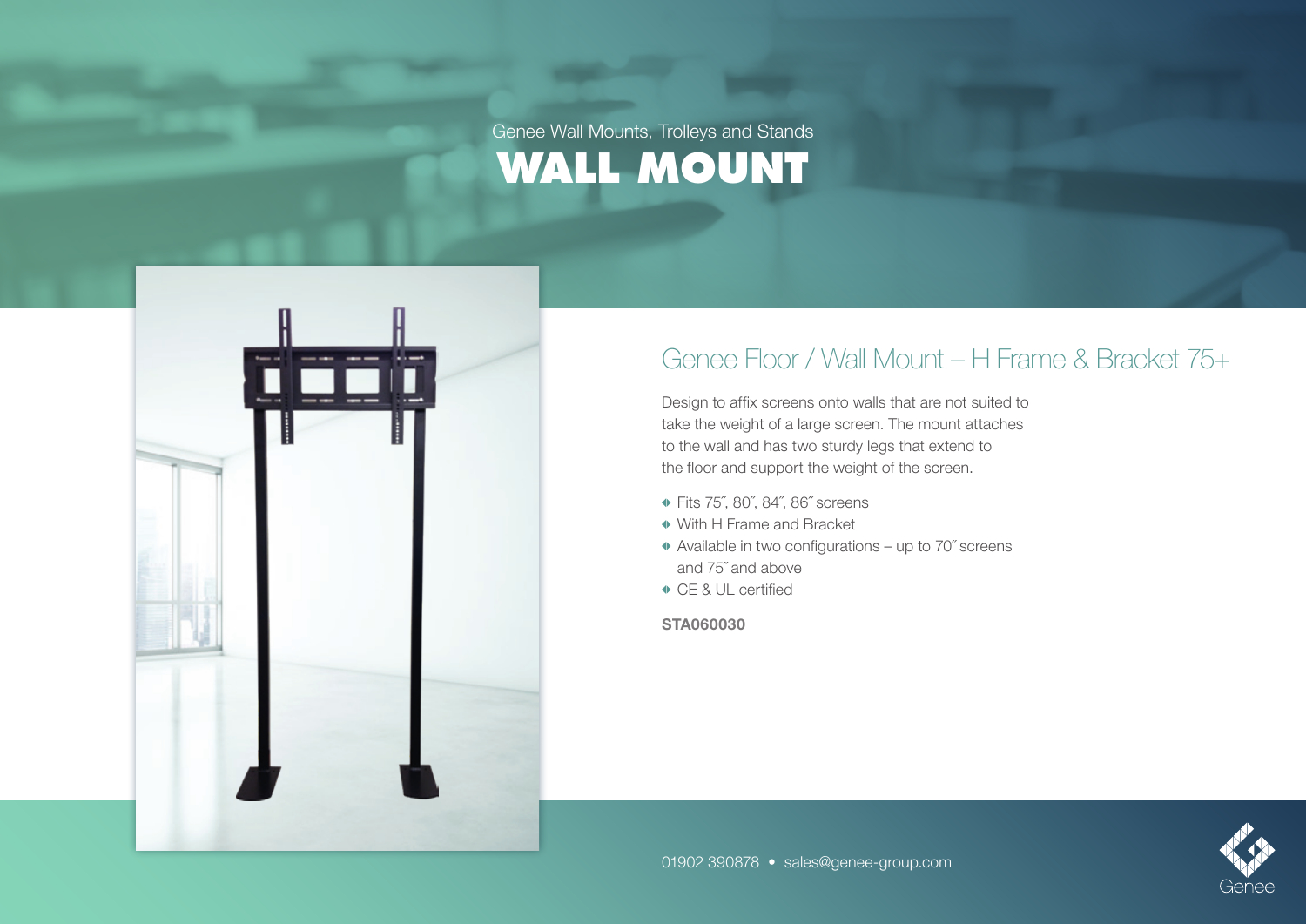Genee Wall Mounts, Trolleys and Stands

# WALL MOUNT

## Genee Floor / Wall Mount – H Frame & Bracket 75+

Design to affix screens onto walls that are not suited to take the weight of a large screen. The mount attaches to the wall and has two sturdy legs that extend to the floor and support the weight of the screen.

- Fits 75˝, 80˝, 84˝, 86˝ screens
- With H Frame and Bracket
- Available in two configurations – up to 70˝ screens and 75˝ and above
- CE & UL certified

**STA060030**

01902 390878 • sales@genee-group.com

Genee